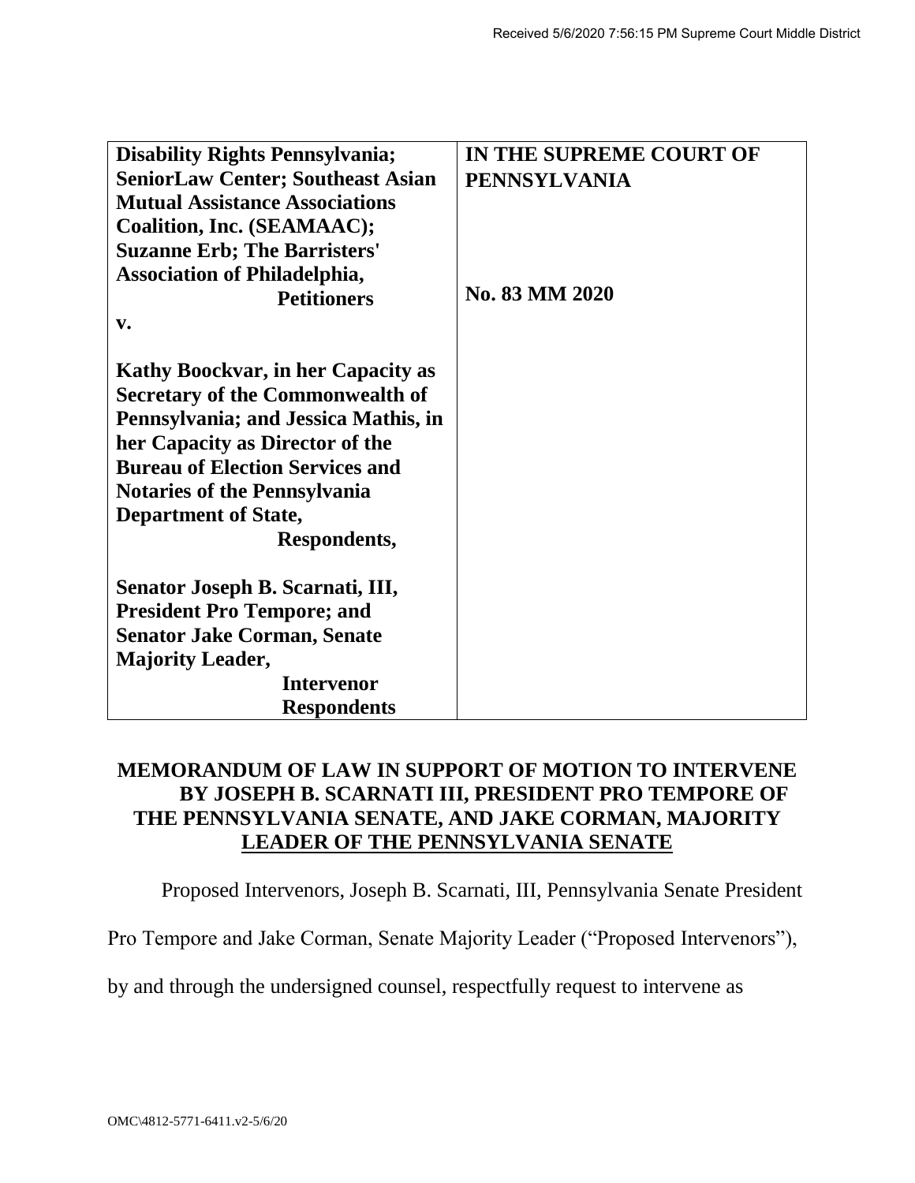Received 5/6/2020 7:56:15 PM Supreme Court Middle District

| | |
|---|---|
| **Disability Rights Pennsylvania; SeniorLaw Center; Southeast Asian Mutual Assistance Associations Coalition, Inc. (SEAMAAC); Suzanne Erb; The Barristers' Association of Philadelphia,**<br>**Petitioners**<br>**v.**<br><br>**Kathy Boockvar, in her Capacity as Secretary of the Commonwealth of Pennsylvania; and Jessica Mathis, in her Capacity as Director of the Bureau of Election Services and Notaries of the Pennsylvania Department of State,**<br>**Respondents,**<br><br>**Senator Joseph B. Scarnati, III, President Pro Tempore; and Senator Jake Corman, Senate Majority Leader,**<br>**Intervenor Respondents** | **IN THE SUPREME COURT OF PENNSYLVANIA**<br><br>**No. 83 MM 2020** |

## MEMORANDUM OF LAW IN SUPPORT OF MOTION TO INTERVENE BY JOSEPH B. SCARNATI III, PRESIDENT PRO TEMPORE OF THE PENNSYLVANIA SENATE, AND JAKE CORMAN, MAJORITY LEADER OF THE PENNSYLVANIA SENATE

Proposed Intervenors, Joseph B. Scarnati, III, Pennsylvania Senate President Pro Tempore and Jake Corman, Senate Majority Leader ("Proposed Intervenors"), by and through the undersigned counsel, respectfully request to intervene as

OMC\4812-5771-6411.v2-5/6/20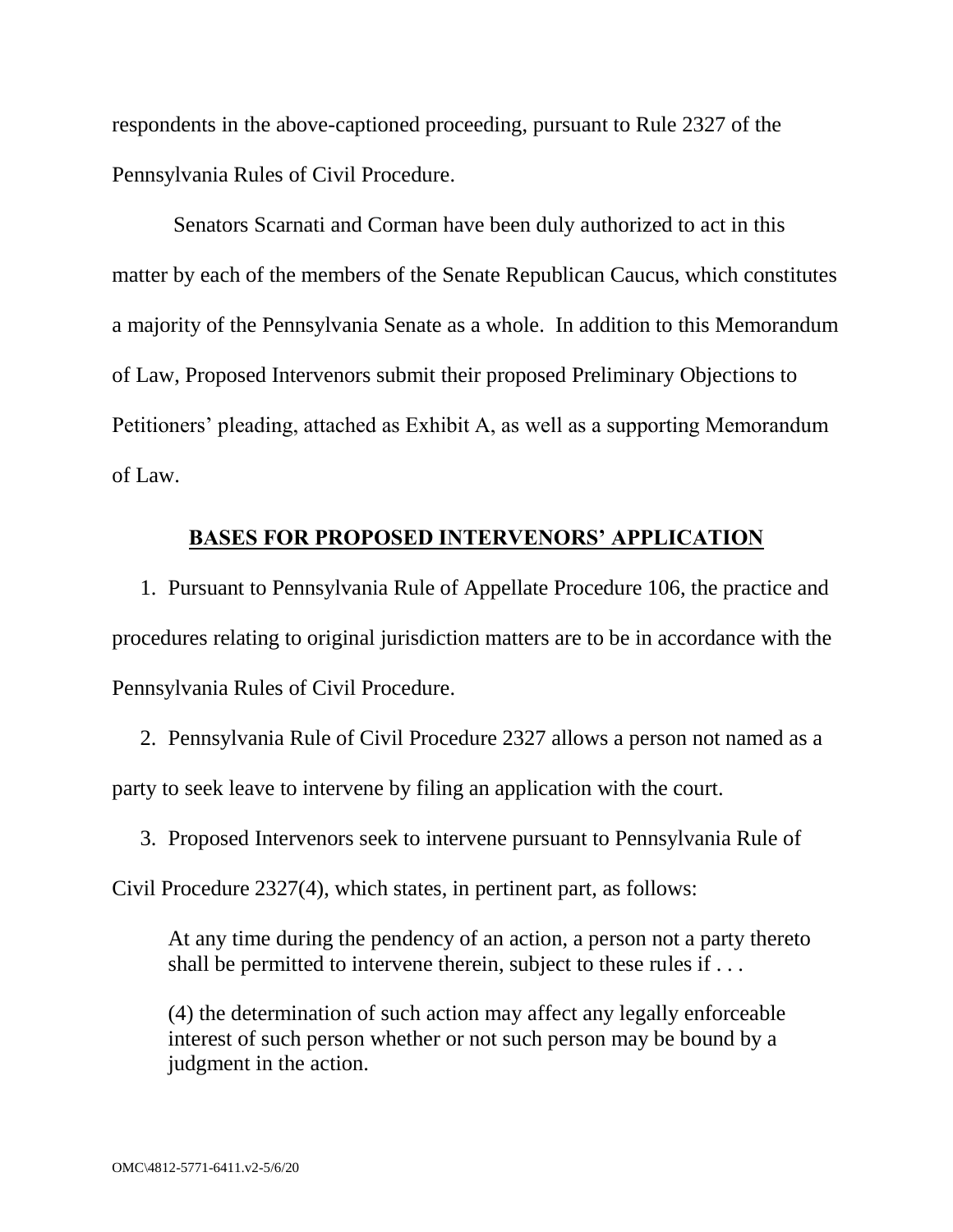respondents in the above-captioned proceeding, pursuant to Rule 2327 of the Pennsylvania Rules of Civil Procedure.

Senators Scarnati and Corman have been duly authorized to act in this matter by each of the members of the Senate Republican Caucus, which constitutes a majority of the Pennsylvania Senate as a whole. In addition to this Memorandum of Law, Proposed Intervenors submit their proposed Preliminary Objections to Petitioners' pleading, attached as Exhibit A, as well as a supporting Memorandum of Law.

## BASES FOR PROPOSED INTERVENORS' APPLICATION

1. Pursuant to Pennsylvania Rule of Appellate Procedure 106, the practice and procedures relating to original jurisdiction matters are to be in accordance with the Pennsylvania Rules of Civil Procedure.

2. Pennsylvania Rule of Civil Procedure 2327 allows a person not named as a party to seek leave to intervene by filing an application with the court.

3. Proposed Intervenors seek to intervene pursuant to Pennsylvania Rule of Civil Procedure 2327(4), which states, in pertinent part, as follows:

> At any time during the pendency of an action, a person not a party thereto shall be permitted to intervene therein, subject to these rules if . . .
>
> (4) the determination of such action may affect any legally enforceable interest of such person whether or not such person may be bound by a judgment in the action.

OMC\4812-5771-6411.v2-5/6/20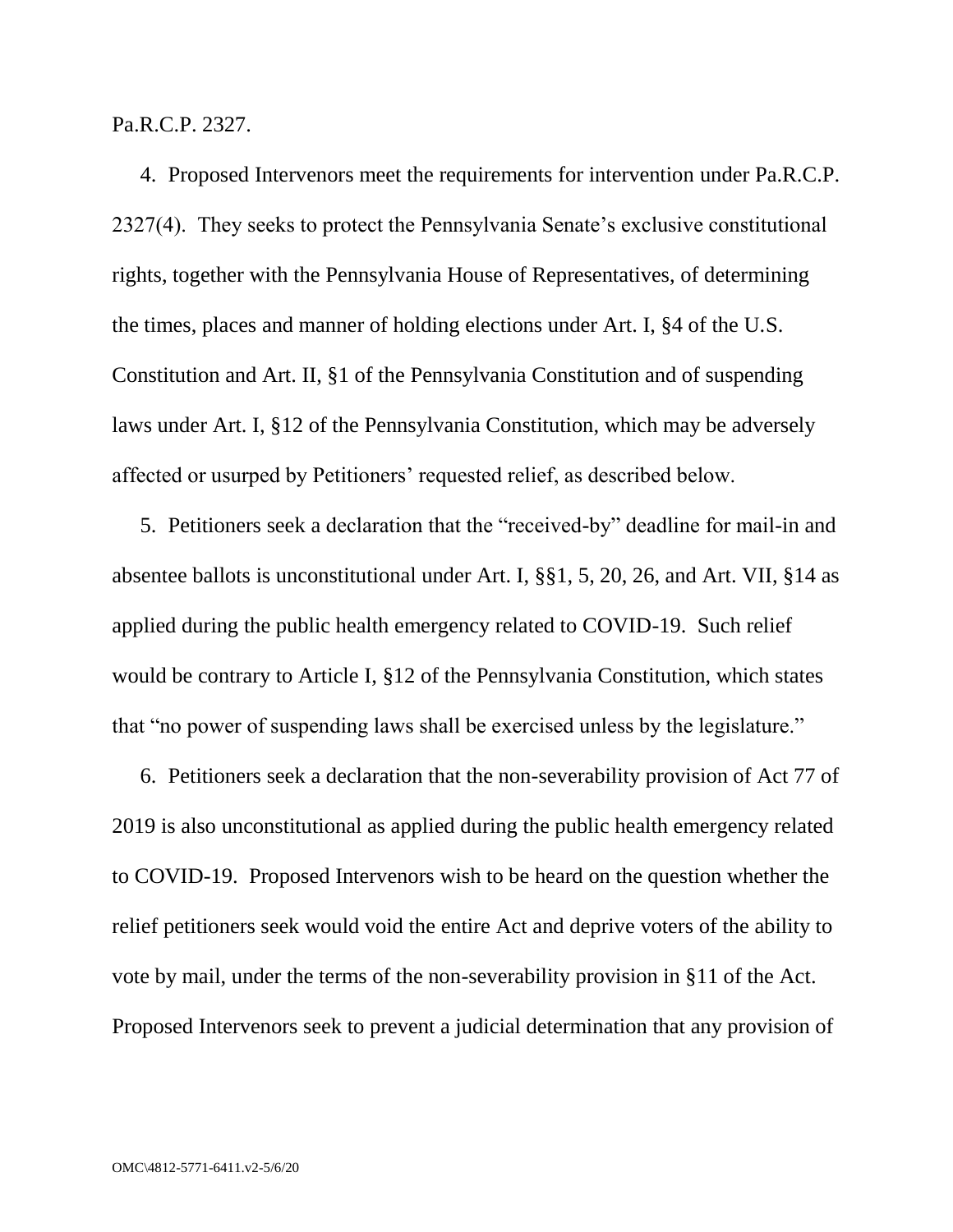Pa.R.C.P. 2327.

4. Proposed Intervenors meet the requirements for intervention under Pa.R.C.P. 2327(4). They seeks to protect the Pennsylvania Senate's exclusive constitutional rights, together with the Pennsylvania House of Representatives, of determining the times, places and manner of holding elections under Art. I, §4 of the U.S. Constitution and Art. II, §1 of the Pennsylvania Constitution and of suspending laws under Art. I, §12 of the Pennsylvania Constitution, which may be adversely affected or usurped by Petitioners' requested relief, as described below.

5. Petitioners seek a declaration that the "received-by" deadline for mail-in and absentee ballots is unconstitutional under Art. I, §§1, 5, 20, 26, and Art. VII, §14 as applied during the public health emergency related to COVID-19. Such relief would be contrary to Article I, §12 of the Pennsylvania Constitution, which states that "no power of suspending laws shall be exercised unless by the legislature."

6. Petitioners seek a declaration that the non-severability provision of Act 77 of 2019 is also unconstitutional as applied during the public health emergency related to COVID-19. Proposed Intervenors wish to be heard on the question whether the relief petitioners seek would void the entire Act and deprive voters of the ability to vote by mail, under the terms of the non-severability provision in §11 of the Act. Proposed Intervenors seek to prevent a judicial determination that any provision of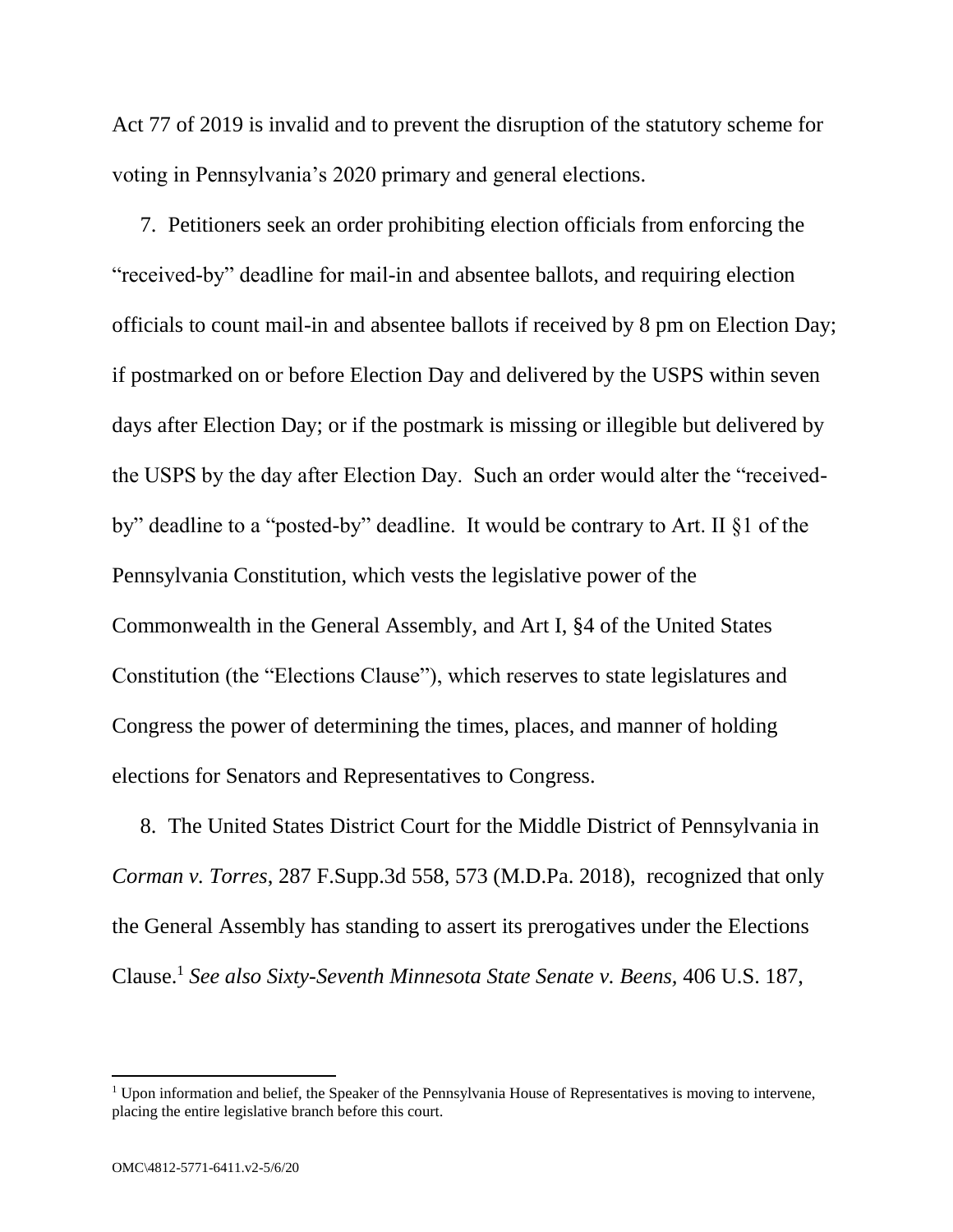Act 77 of 2019 is invalid and to prevent the disruption of the statutory scheme for voting in Pennsylvania's 2020 primary and general elections.

7. Petitioners seek an order prohibiting election officials from enforcing the "received-by" deadline for mail-in and absentee ballots, and requiring election officials to count mail-in and absentee ballots if received by 8 pm on Election Day; if postmarked on or before Election Day and delivered by the USPS within seven days after Election Day; or if the postmark is missing or illegible but delivered by the USPS by the day after Election Day. Such an order would alter the "received-by" deadline to a "posted-by" deadline. It would be contrary to Art. II §1 of the Pennsylvania Constitution, which vests the legislative power of the Commonwealth in the General Assembly, and Art I, §4 of the United States Constitution (the "Elections Clause"), which reserves to state legislatures and Congress the power of determining the times, places, and manner of holding elections for Senators and Representatives to Congress.

8. The United States District Court for the Middle District of Pennsylvania in *Corman v. Torres*, 287 F.Supp.3d 558, 573 (M.D.Pa. 2018), recognized that only the General Assembly has standing to assert its prerogatives under the Elections Clause.[1] *See also Sixty-Seventh Minnesota State Senate v. Beens,* 406 U.S. 187,

[1] Upon information and belief, the Speaker of the Pennsylvania House of Representatives is moving to intervene, placing the entire legislative branch before this court.

OMC\4812-5771-6411.v2-5/6/20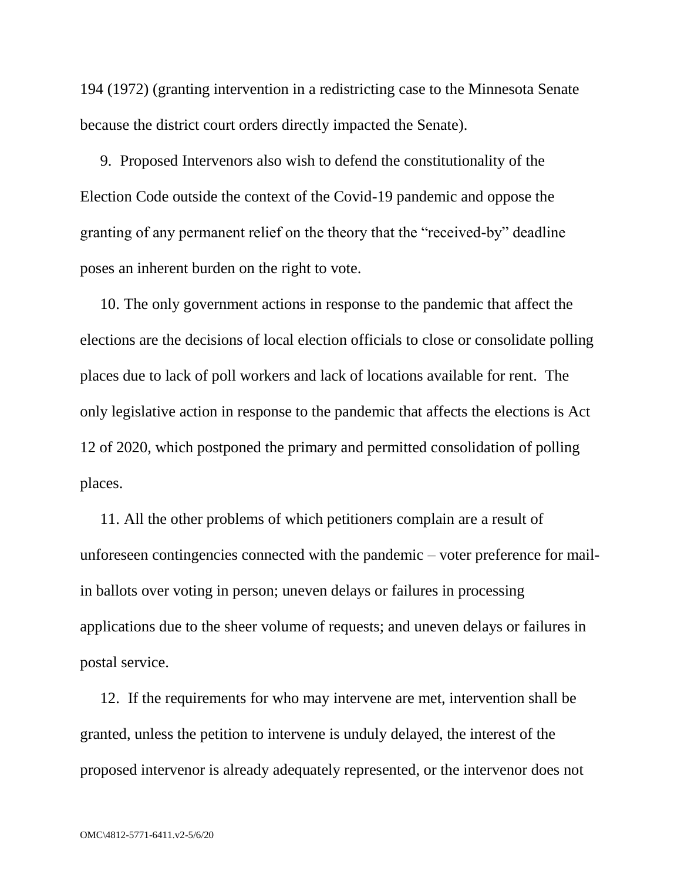194 (1972) (granting intervention in a redistricting case to the Minnesota Senate because the district court orders directly impacted the Senate).

9. Proposed Intervenors also wish to defend the constitutionality of the Election Code outside the context of the Covid-19 pandemic and oppose the granting of any permanent relief on the theory that the "received-by" deadline poses an inherent burden on the right to vote.

10. The only government actions in response to the pandemic that affect the elections are the decisions of local election officials to close or consolidate polling places due to lack of poll workers and lack of locations available for rent. The only legislative action in response to the pandemic that affects the elections is Act 12 of 2020, which postponed the primary and permitted consolidation of polling places.

11. All the other problems of which petitioners complain are a result of unforeseen contingencies connected with the pandemic – voter preference for mail-in ballots over voting in person; uneven delays or failures in processing applications due to the sheer volume of requests; and uneven delays or failures in postal service.

12. If the requirements for who may intervene are met, intervention shall be granted, unless the petition to intervene is unduly delayed, the interest of the proposed intervenor is already adequately represented, or the intervenor does not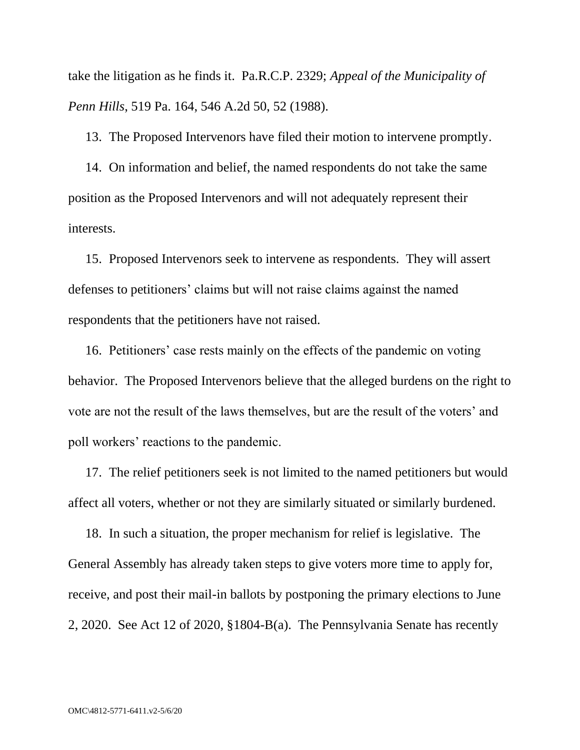take the litigation as he finds it. Pa.R.C.P. 2329; *Appeal of the Municipality of Penn Hills*, 519 Pa. 164, 546 A.2d 50, 52 (1988).

13. The Proposed Intervenors have filed their motion to intervene promptly.

14. On information and belief, the named respondents do not take the same position as the Proposed Intervenors and will not adequately represent their interests.

15. Proposed Intervenors seek to intervene as respondents. They will assert defenses to petitioners' claims but will not raise claims against the named respondents that the petitioners have not raised.

16. Petitioners' case rests mainly on the effects of the pandemic on voting behavior. The Proposed Intervenors believe that the alleged burdens on the right to vote are not the result of the laws themselves, but are the result of the voters' and poll workers' reactions to the pandemic.

17. The relief petitioners seek is not limited to the named petitioners but would affect all voters, whether or not they are similarly situated or similarly burdened.

18. In such a situation, the proper mechanism for relief is legislative. The General Assembly has already taken steps to give voters more time to apply for, receive, and post their mail-in ballots by postponing the primary elections to June 2, 2020. See Act 12 of 2020, §1804-B(a). The Pennsylvania Senate has recently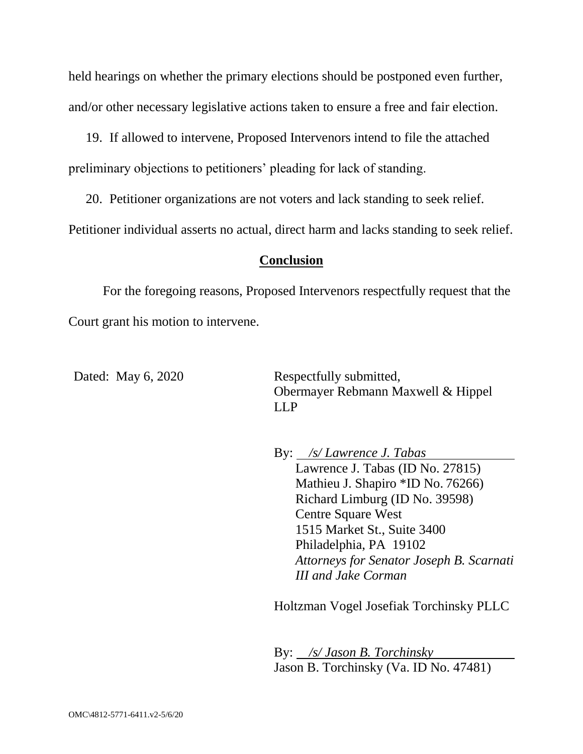held hearings on whether the primary elections should be postponed even further, and/or other necessary legislative actions taken to ensure a free and fair election.

19. If allowed to intervene, Proposed Intervenors intend to file the attached preliminary objections to petitioners' pleading for lack of standing.

20. Petitioner organizations are not voters and lack standing to seek relief. Petitioner individual asserts no actual, direct harm and lacks standing to seek relief.

## Conclusion

For the foregoing reasons, Proposed Intervenors respectfully request that the Court grant his motion to intervene.

Dated: May 6, 2020

Respectfully submitted,
Obermayer Rebmann Maxwell & Hippel LLP

By: *\_/s/ Lawrence J. Tabas\_*
Lawrence J. Tabas (ID No. 27815)
Mathieu J. Shapiro *ID No. 76266)
Richard Limburg (ID No. 39598)
Centre Square West
1515 Market St., Suite 3400
Philadelphia, PA 19102
*Attorneys for Senator Joseph B. Scarnati III and Jake Corman*

Holtzman Vogel Josefiak Torchinsky PLLC

By: *\_/s/ Jason B. Torchinsky\_*
Jason B. Torchinsky (Va. ID No. 47481)

OMC\4812-5771-6411.v2-5/6/20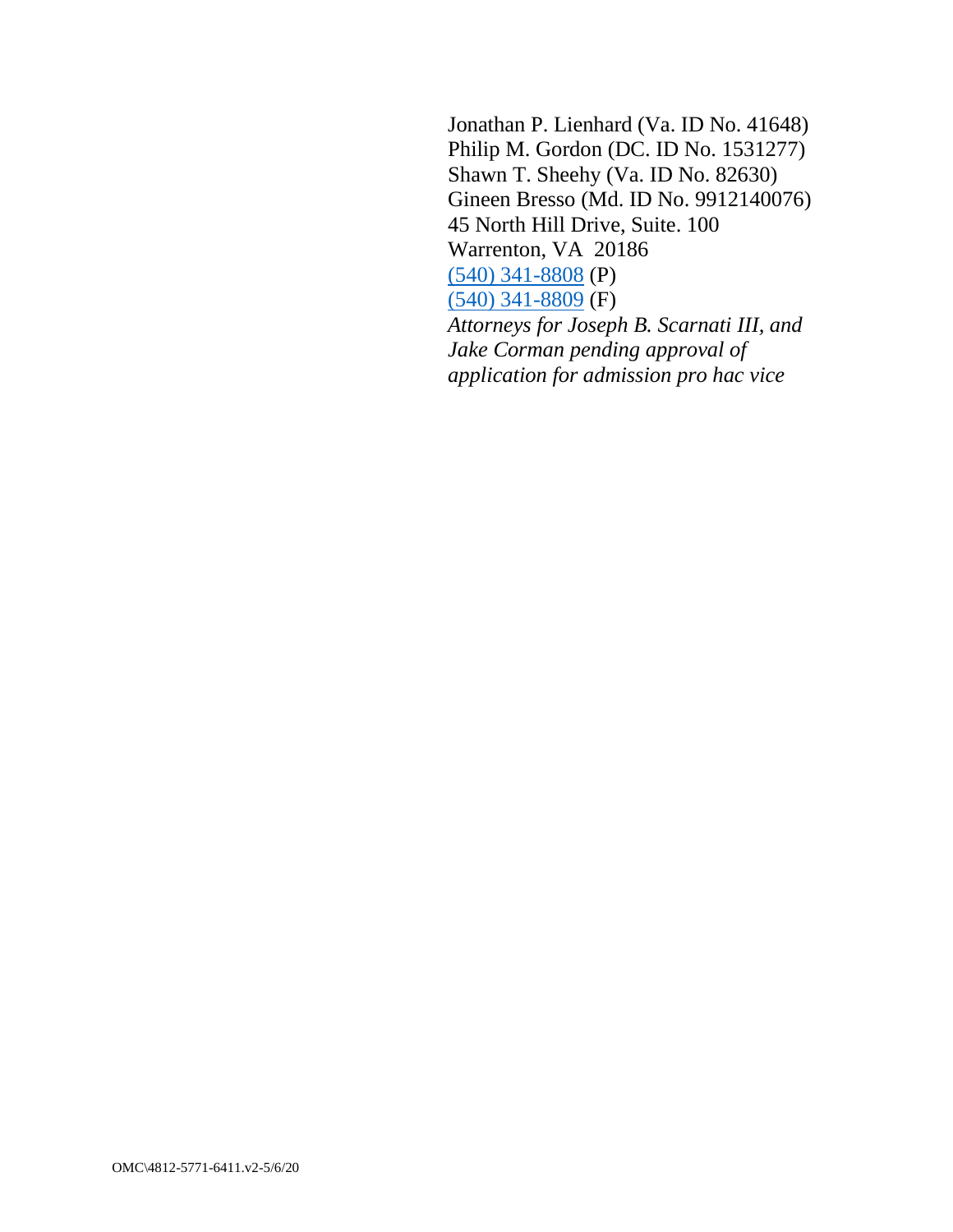Jonathan P. Lienhard (Va. ID No. 41648)
Philip M. Gordon (DC. ID No. 1531277)
Shawn T. Sheehy (Va. ID No. 82630)
Gineen Bresso (Md. ID No. 9912140076)
45 North Hill Drive, Suite. 100
Warrenton, VA 20186
(540) 341-8808 (P)
(540) 341-8809 (F)
*Attorneys for Joseph B. Scarnati III, and Jake Corman pending approval of application for admission pro hac vice*

OMC\4812-5771-6411.v2-5/6/20